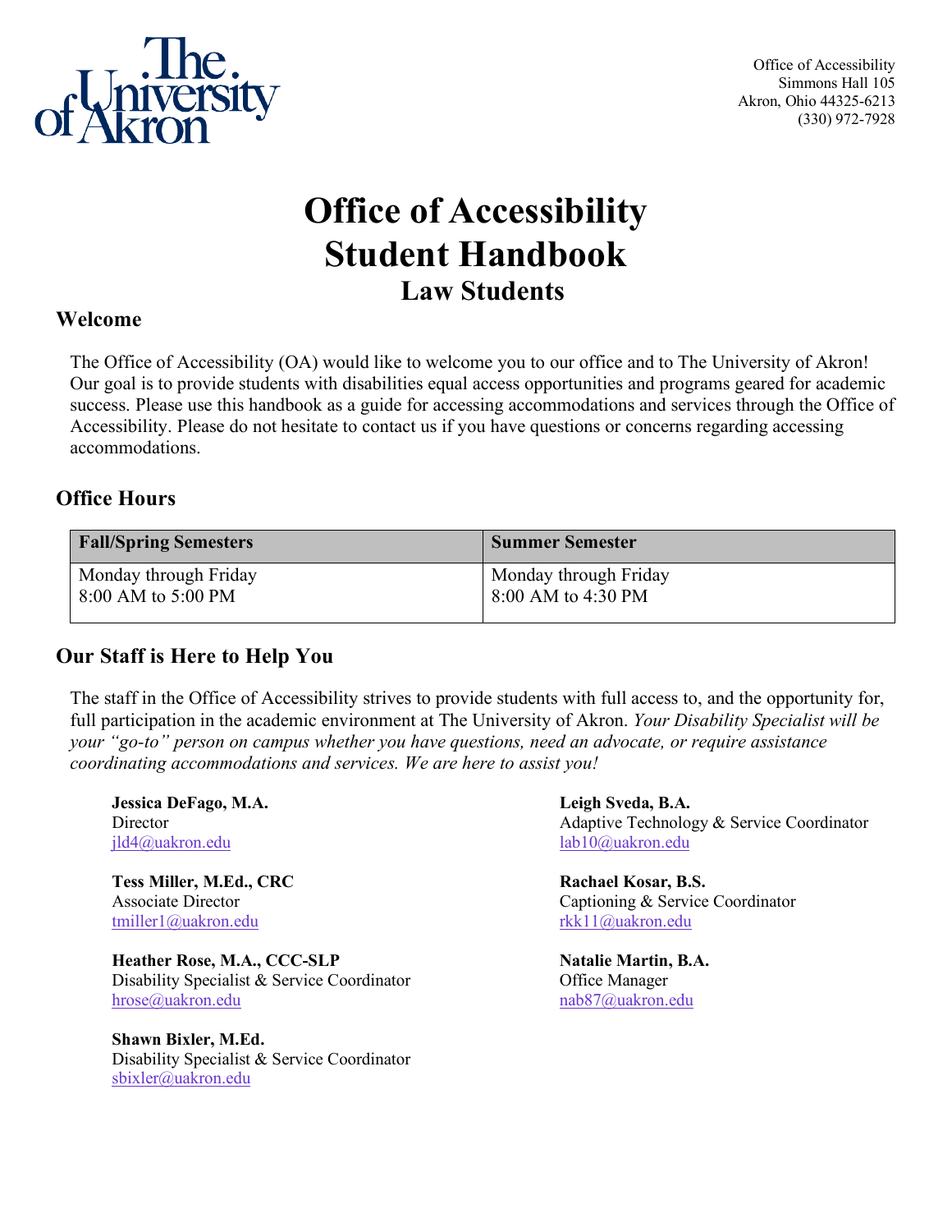Office of Accessibility
Simmons Hall 105
Akron, Ohio 44325-6213
(330) 972-7928

# Office of Accessibility Student Handbook

## Law Students

### Welcome

The Office of Accessibility (OA) would like to welcome you to our office and to The University of Akron! Our goal is to provide students with disabilities equal access opportunities and programs geared for academic success. Please use this handbook as a guide for accessing accommodations and services through the Office of Accessibility. Please do not hesitate to contact us if you have questions or concerns regarding accessing accommodations.

### Office Hours

| Fall/Spring Semesters | Summer Semester |
|---|---|
| Monday through Friday<br>8:00 AM to 5:00 PM | Monday through Friday<br>8:00 AM to 4:30 PM |

### Our Staff is Here to Help You

The staff in the Office of Accessibility strives to provide students with full access to, and the opportunity for, full participation in the academic environment at The University of Akron. *Your Disability Specialist will be your "go-to" person on campus whether you have questions, need an advocate, or require assistance coordinating accommodations and services. We are here to assist you!*

**Jessica DeFago, M.A.**
Director
jld4@uakron.edu

**Tess Miller, M.Ed., CRC**
Associate Director
tmiller1@uakron.edu

**Heather Rose, M.A., CCC-SLP**
Disability Specialist & Service Coordinator
hrose@uakron.edu

**Shawn Bixler, M.Ed.**
Disability Specialist & Service Coordinator
sbixler@uakron.edu

**Leigh Sveda, B.A.**
Adaptive Technology & Service Coordinator
lab10@uakron.edu

**Rachael Kosar, B.S.**
Captioning & Service Coordinator
rkk11@uakron.edu

**Natalie Martin, B.A.**
Office Manager
nab87@uakron.edu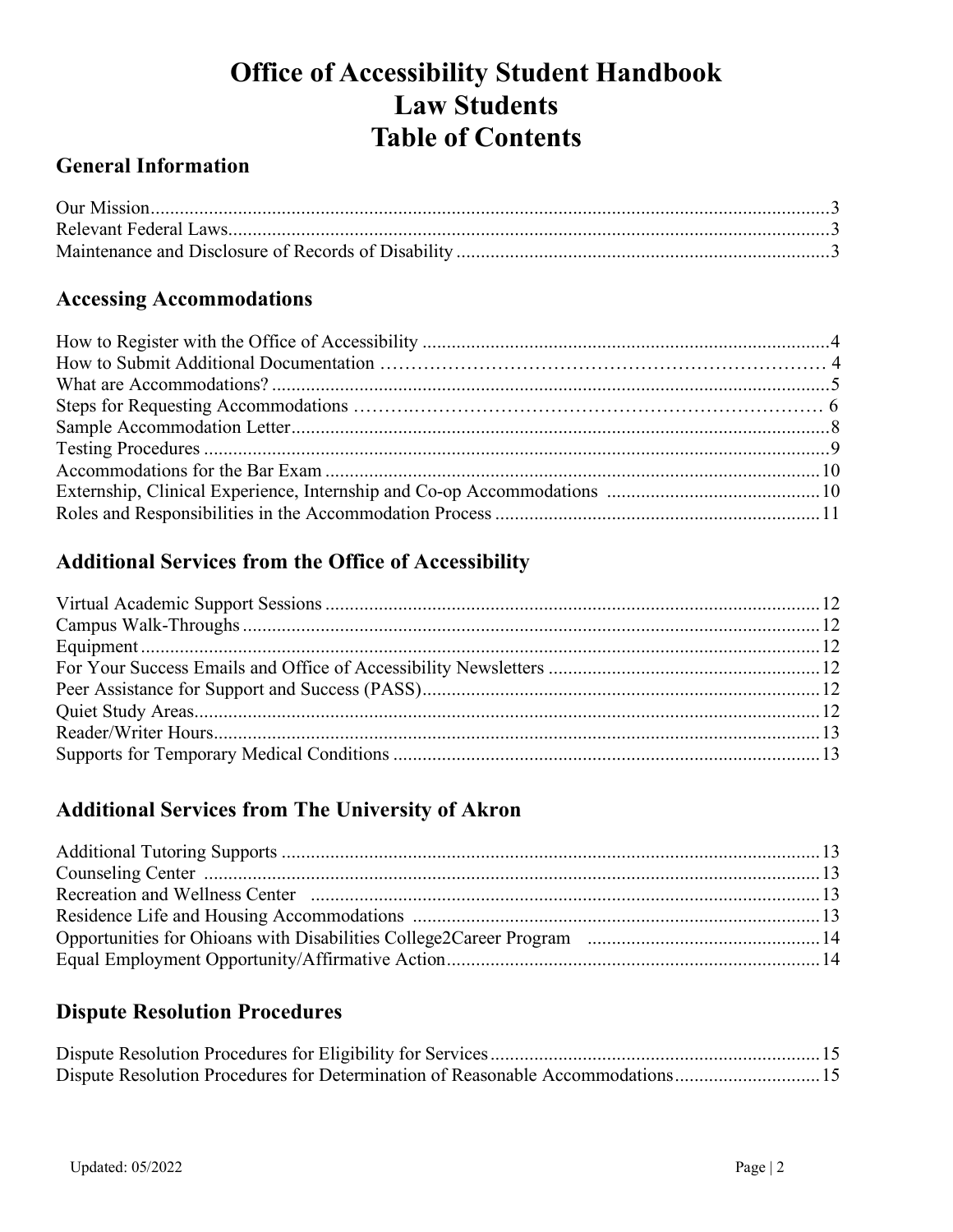# Office of Accessibility Student Handbook
# Law Students
# Table of Contents

## General Information

Our Mission ... 3
Relevant Federal Laws ... 3
Maintenance and Disclosure of Records of Disability ... 3

## Accessing Accommodations

How to Register with the Office of Accessibility ... 4
How to Submit Additional Documentation ... 4
What are Accommodations? ... 5
Steps for Requesting Accommodations ... 6
Sample Accommodation Letter ... 8
Testing Procedures ... 9
Accommodations for the Bar Exam ... 10
Externship, Clinical Experience, Internship and Co-op Accommodations ... 10
Roles and Responsibilities in the Accommodation Process ... 11

## Additional Services from the Office of Accessibility

Virtual Academic Support Sessions ... 12
Campus Walk-Throughs ... 12
Equipment ... 12
For Your Success Emails and Office of Accessibility Newsletters ... 12
Peer Assistance for Support and Success (PASS) ... 12
Quiet Study Areas ... 12
Reader/Writer Hours ... 13
Supports for Temporary Medical Conditions ... 13

## Additional Services from The University of Akron

Additional Tutoring Supports ... 13
Counseling Center ... 13
Recreation and Wellness Center ... 13
Residence Life and Housing Accommodations ... 13
Opportunities for Ohioans with Disabilities College2Career Program ... 14
Equal Employment Opportunity/Affirmative Action ... 14

## Dispute Resolution Procedures

Dispute Resolution Procedures for Eligibility for Services ... 15
Dispute Resolution Procedures for Determination of Reasonable Accommodations ... 15

Updated: 05/2022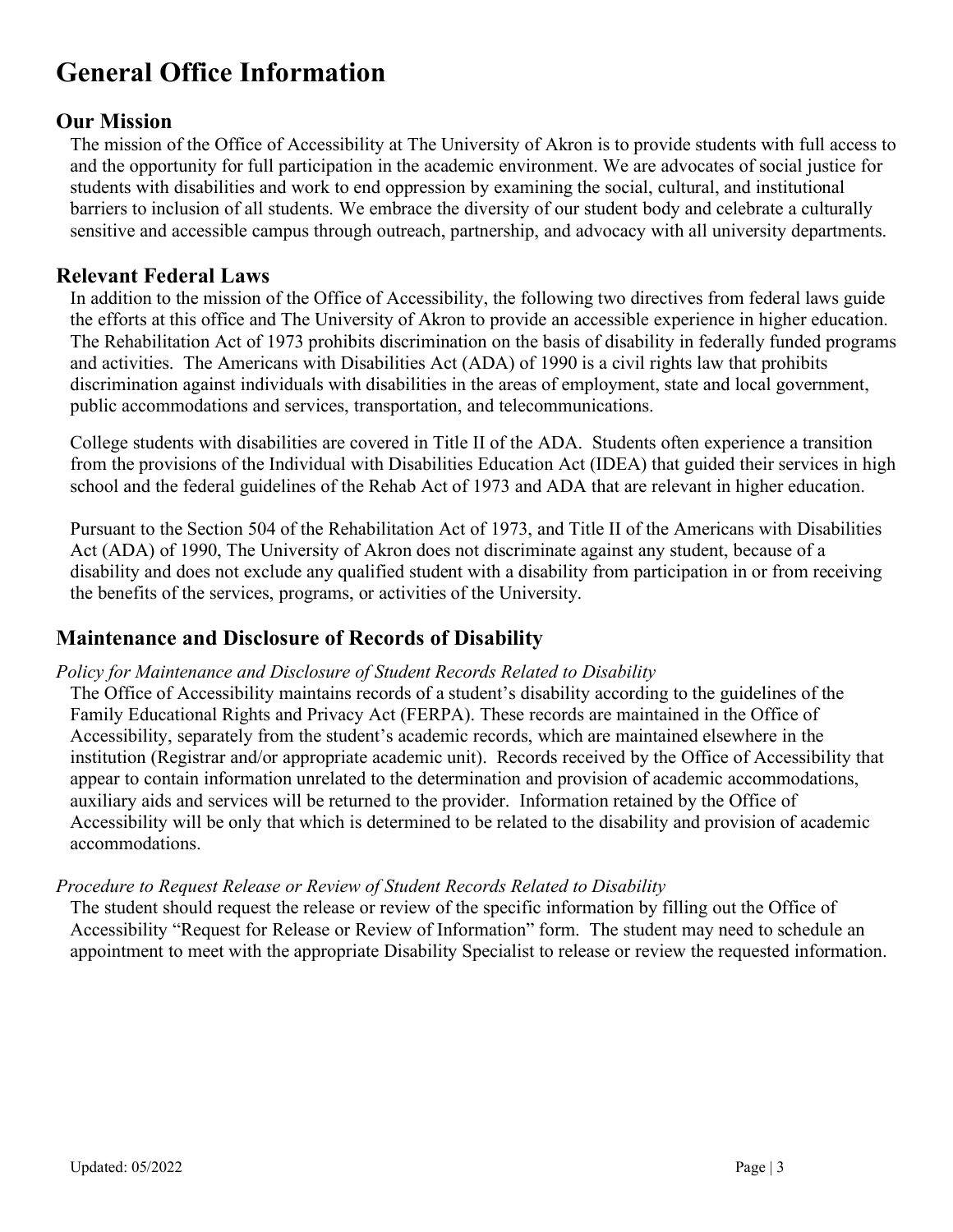# General Office Information

## Our Mission

The mission of the Office of Accessibility at The University of Akron is to provide students with full access to and the opportunity for full participation in the academic environment. We are advocates of social justice for students with disabilities and work to end oppression by examining the social, cultural, and institutional barriers to inclusion of all students. We embrace the diversity of our student body and celebrate a culturally sensitive and accessible campus through outreach, partnership, and advocacy with all university departments.

## Relevant Federal Laws

In addition to the mission of the Office of Accessibility, the following two directives from federal laws guide the efforts at this office and The University of Akron to provide an accessible experience in higher education. The Rehabilitation Act of 1973 prohibits discrimination on the basis of disability in federally funded programs and activities. The Americans with Disabilities Act (ADA) of 1990 is a civil rights law that prohibits discrimination against individuals with disabilities in the areas of employment, state and local government, public accommodations and services, transportation, and telecommunications.

College students with disabilities are covered in Title II of the ADA. Students often experience a transition from the provisions of the Individual with Disabilities Education Act (IDEA) that guided their services in high school and the federal guidelines of the Rehab Act of 1973 and ADA that are relevant in higher education.

Pursuant to the Section 504 of the Rehabilitation Act of 1973, and Title II of the Americans with Disabilities Act (ADA) of 1990, The University of Akron does not discriminate against any student, because of a disability and does not exclude any qualified student with a disability from participation in or from receiving the benefits of the services, programs, or activities of the University.

## Maintenance and Disclosure of Records of Disability

*Policy for Maintenance and Disclosure of Student Records Related to Disability*

The Office of Accessibility maintains records of a student's disability according to the guidelines of the Family Educational Rights and Privacy Act (FERPA). These records are maintained in the Office of Accessibility, separately from the student's academic records, which are maintained elsewhere in the institution (Registrar and/or appropriate academic unit). Records received by the Office of Accessibility that appear to contain information unrelated to the determination and provision of academic accommodations, auxiliary aids and services will be returned to the provider. Information retained by the Office of Accessibility will be only that which is determined to be related to the disability and provision of academic accommodations.

*Procedure to Request Release or Review of Student Records Related to Disability*

The student should request the release or review of the specific information by filling out the Office of Accessibility "Request for Release or Review of Information" form. The student may need to schedule an appointment to meet with the appropriate Disability Specialist to release or review the requested information.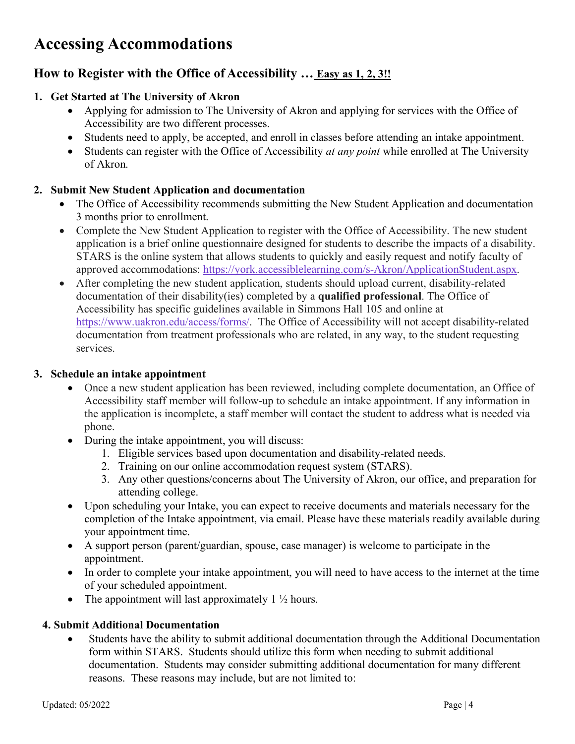# Accessing Accommodations

## How to Register with the Office of Accessibility … <u>Easy as 1, 2, 3!!</u>

### 1. Get Started at The University of Akron

- Applying for admission to The University of Akron and applying for services with the Office of Accessibility are two different processes.
- Students need to apply, be accepted, and enroll in classes before attending an intake appointment.
- Students can register with the Office of Accessibility *at any point* while enrolled at The University of Akron.

### 2. Submit New Student Application and documentation

- The Office of Accessibility recommends submitting the New Student Application and documentation 3 months prior to enrollment.
- Complete the New Student Application to register with the Office of Accessibility. The new student application is a brief online questionnaire designed for students to describe the impacts of a disability. STARS is the online system that allows students to quickly and easily request and notify faculty of approved accommodations: https://york.accessiblelearning.com/s-Akron/ApplicationStudent.aspx.
- After completing the new student application, students should upload current, disability-related documentation of their disability(ies) completed by a **qualified professional**. The Office of Accessibility has specific guidelines available in Simmons Hall 105 and online at https://www.uakron.edu/access/forms/. The Office of Accessibility will not accept disability-related documentation from treatment professionals who are related, in any way, to the student requesting services.

### 3. Schedule an intake appointment

- Once a new student application has been reviewed, including complete documentation, an Office of Accessibility staff member will follow-up to schedule an intake appointment. If any information in the application is incomplete, a staff member will contact the student to address what is needed via phone.
- During the intake appointment, you will discuss:
  1. Eligible services based upon documentation and disability-related needs.
  2. Training on our online accommodation request system (STARS).
  3. Any other questions/concerns about The University of Akron, our office, and preparation for attending college.
- Upon scheduling your Intake, you can expect to receive documents and materials necessary for the completion of the Intake appointment, via email. Please have these materials readily available during your appointment time.
- A support person (parent/guardian, spouse, case manager) is welcome to participate in the appointment.
- In order to complete your intake appointment, you will need to have access to the internet at the time of your scheduled appointment.
- The appointment will last approximately 1 ½ hours.

### 4. Submit Additional Documentation

- Students have the ability to submit additional documentation through the Additional Documentation form within STARS. Students should utilize this form when needing to submit additional documentation. Students may consider submitting additional documentation for many different reasons. These reasons may include, but are not limited to: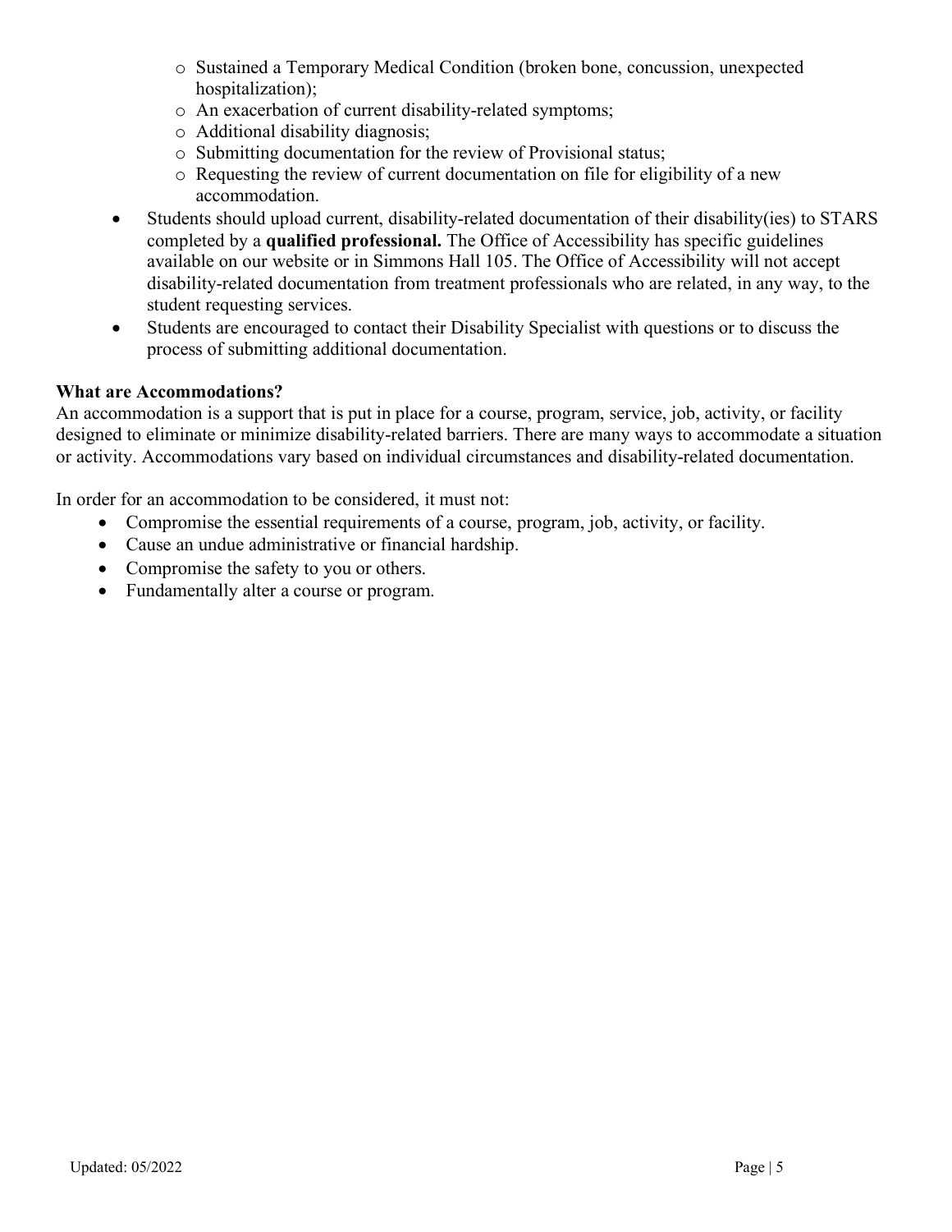- Sustained a Temporary Medical Condition (broken bone, concussion, unexpected hospitalization);
  - An exacerbation of current disability-related symptoms;
  - Additional disability diagnosis;
  - Submitting documentation for the review of Provisional status;
  - Requesting the review of current documentation on file for eligibility of a new accommodation.
- Students should upload current, disability-related documentation of their disability(ies) to STARS completed by a **qualified professional.** The Office of Accessibility has specific guidelines available on our website or in Simmons Hall 105. The Office of Accessibility will not accept disability-related documentation from treatment professionals who are related, in any way, to the student requesting services.
- Students are encouraged to contact their Disability Specialist with questions or to discuss the process of submitting additional documentation.

**What are Accommodations?**

An accommodation is a support that is put in place for a course, program, service, job, activity, or facility designed to eliminate or minimize disability-related barriers. There are many ways to accommodate a situation or activity. Accommodations vary based on individual circumstances and disability-related documentation.

In order for an accommodation to be considered, it must not:

- Compromise the essential requirements of a course, program, job, activity, or facility.
- Cause an undue administrative or financial hardship.
- Compromise the safety to you or others.
- Fundamentally alter a course or program.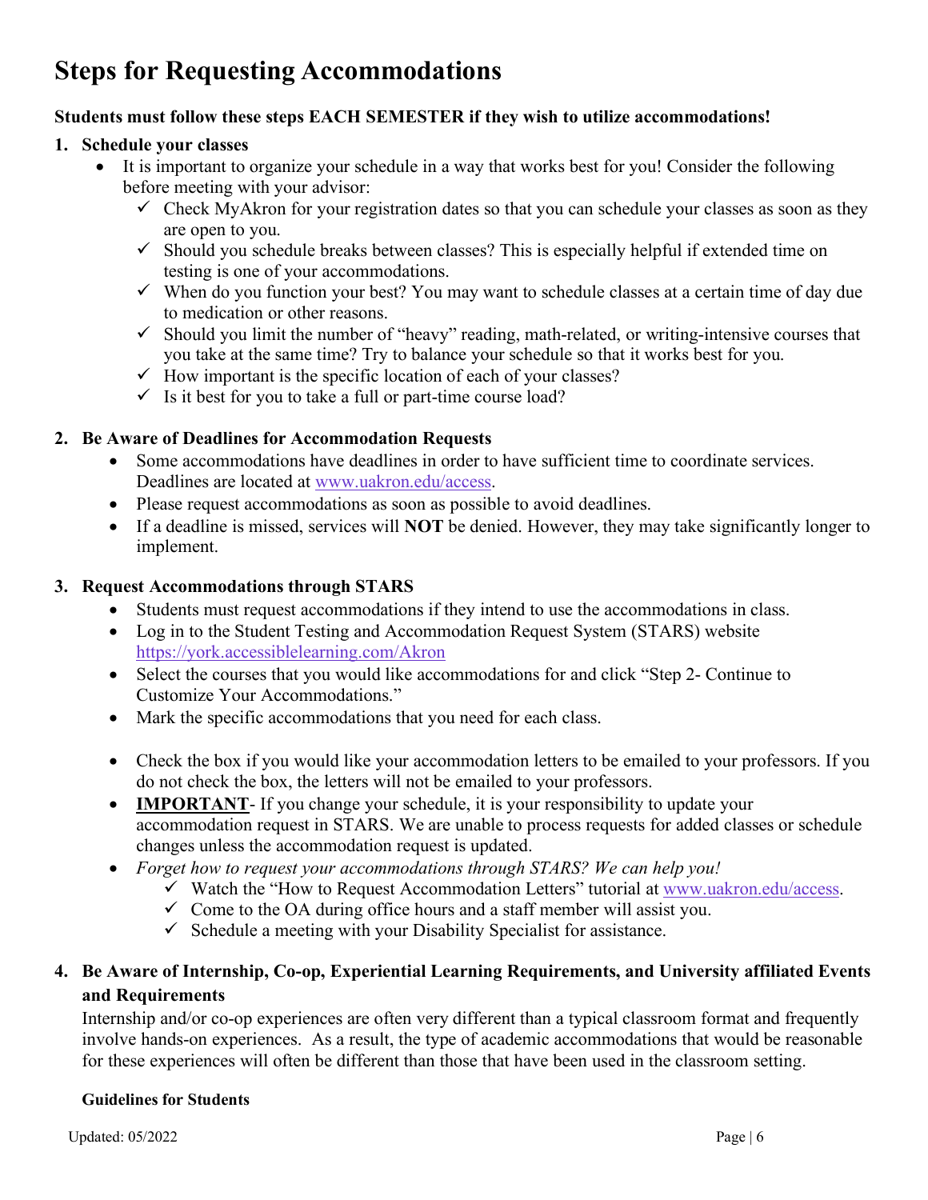# Steps for Requesting Accommodations

**Students must follow these steps EACH SEMESTER if they wish to utilize accommodations!**

1. **Schedule your classes**
   - It is important to organize your schedule in a way that works best for you! Consider the following before meeting with your advisor:
     - ✓ Check MyAkron for your registration dates so that you can schedule your classes as soon as they are open to you.
     - ✓ Should you schedule breaks between classes? This is especially helpful if extended time on testing is one of your accommodations.
     - ✓ When do you function your best? You may want to schedule classes at a certain time of day due to medication or other reasons.
     - ✓ Should you limit the number of "heavy" reading, math-related, or writing-intensive courses that you take at the same time? Try to balance your schedule so that it works best for you.
     - ✓ How important is the specific location of each of your classes?
     - ✓ Is it best for you to take a full or part-time course load?

2. **Be Aware of Deadlines for Accommodation Requests**
   - Some accommodations have deadlines in order to have sufficient time to coordinate services. Deadlines are located at [www.uakron.edu/access](www.uakron.edu/access).
   - Please request accommodations as soon as possible to avoid deadlines.
   - If a deadline is missed, services will **NOT** be denied. However, they may take significantly longer to implement.

3. **Request Accommodations through STARS**
   - Students must request accommodations if they intend to use the accommodations in class.
   - Log in to the Student Testing and Accommodation Request System (STARS) website [https://york.accessiblelearning.com/Akron](https://york.accessiblelearning.com/Akron)
   - Select the courses that you would like accommodations for and click "Step 2- Continue to Customize Your Accommodations."
   - Mark the specific accommodations that you need for each class.
   - Check the box if you would like your accommodation letters to be emailed to your professors. If you do not check the box, the letters will not be emailed to your professors.
   - **IMPORTANT**- If you change your schedule, it is your responsibility to update your accommodation request in STARS. We are unable to process requests for added classes or schedule changes unless the accommodation request is updated.
   - *Forget how to request your accommodations through STARS? We can help you!*
     - ✓ Watch the "How to Request Accommodation Letters" tutorial at [www.uakron.edu/access](www.uakron.edu/access).
     - ✓ Come to the OA during office hours and a staff member will assist you.
     - ✓ Schedule a meeting with your Disability Specialist for assistance.

4. **Be Aware of Internship, Co-op, Experiential Learning Requirements, and University affiliated Events and Requirements**

   Internship and/or co-op experiences are often very different than a typical classroom format and frequently involve hands-on experiences. As a result, the type of academic accommodations that would be reasonable for these experiences will often be different than those that have been used in the classroom setting.

   **Guidelines for Students**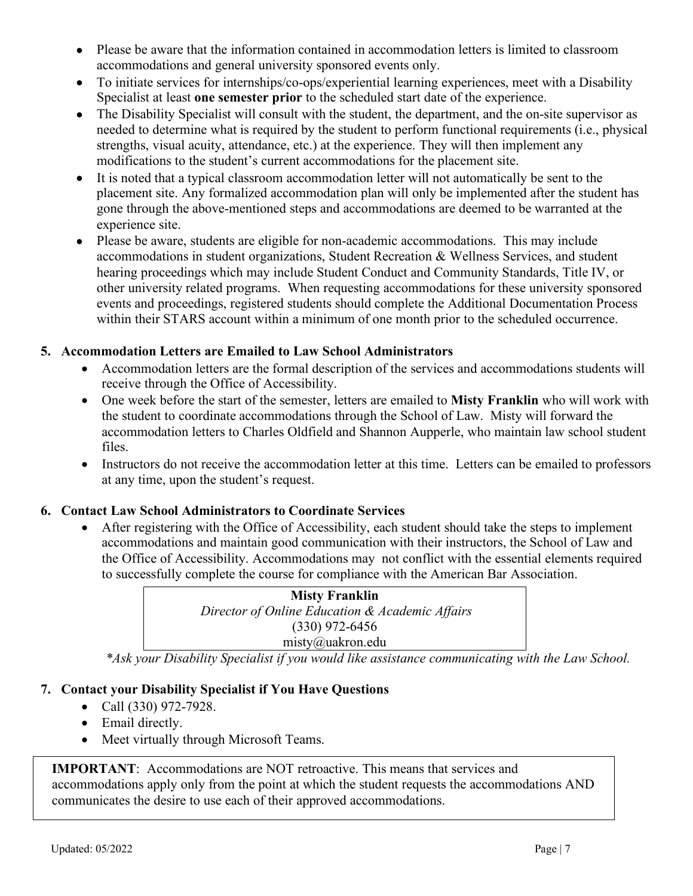- Please be aware that the information contained in accommodation letters is limited to classroom accommodations and general university sponsored events only.
- To initiate services for internships/co-ops/experiential learning experiences, meet with a Disability Specialist at least **one semester prior** to the scheduled start date of the experience.
- The Disability Specialist will consult with the student, the department, and the on-site supervisor as needed to determine what is required by the student to perform functional requirements (i.e., physical strengths, visual acuity, attendance, etc.) at the experience. They will then implement any modifications to the student's current accommodations for the placement site.
- It is noted that a typical classroom accommodation letter will not automatically be sent to the placement site. Any formalized accommodation plan will only be implemented after the student has gone through the above-mentioned steps and accommodations are deemed to be warranted at the experience site.
- Please be aware, students are eligible for non-academic accommodations. This may include accommodations in student organizations, Student Recreation & Wellness Services, and student hearing proceedings which may include Student Conduct and Community Standards, Title IV, or other university related programs. When requesting accommodations for these university sponsored events and proceedings, registered students should complete the Additional Documentation Process within their STARS account within a minimum of one month prior to the scheduled occurrence.

5. **Accommodation Letters are Emailed to Law School Administrators**
   - Accommodation letters are the formal description of the services and accommodations students will receive through the Office of Accessibility.
   - One week before the start of the semester, letters are emailed to **Misty Franklin** who will work with the student to coordinate accommodations through the School of Law. Misty will forward the accommodation letters to Charles Oldfield and Shannon Aupperle, who maintain law school student files.
   - Instructors do not receive the accommodation letter at this time. Letters can be emailed to professors at any time, upon the student's request.

6. **Contact Law School Administrators to Coordinate Services**
   - After registering with the Office of Accessibility, each student should take the steps to implement accommodations and maintain good communication with their instructors, the School of Law and the Office of Accessibility. Accommodations may not conflict with the essential elements required to successfully complete the course for compliance with the American Bar Association.

| **Misty Franklin** |
| --- |
| *Director of Online Education & Academic Affairs* |
| (330) 972-6456 |
| misty@uakron.edu |

*\*Ask your Disability Specialist if you would like assistance communicating with the Law School.*

7. **Contact your Disability Specialist if You Have Questions**
   - Call (330) 972-7928.
   - Email directly.
   - Meet virtually through Microsoft Teams.

**IMPORTANT**: Accommodations are NOT retroactive. This means that services and accommodations apply only from the point at which the student requests the accommodations AND communicates the desire to use each of their approved accommodations.

Updated: 05/2022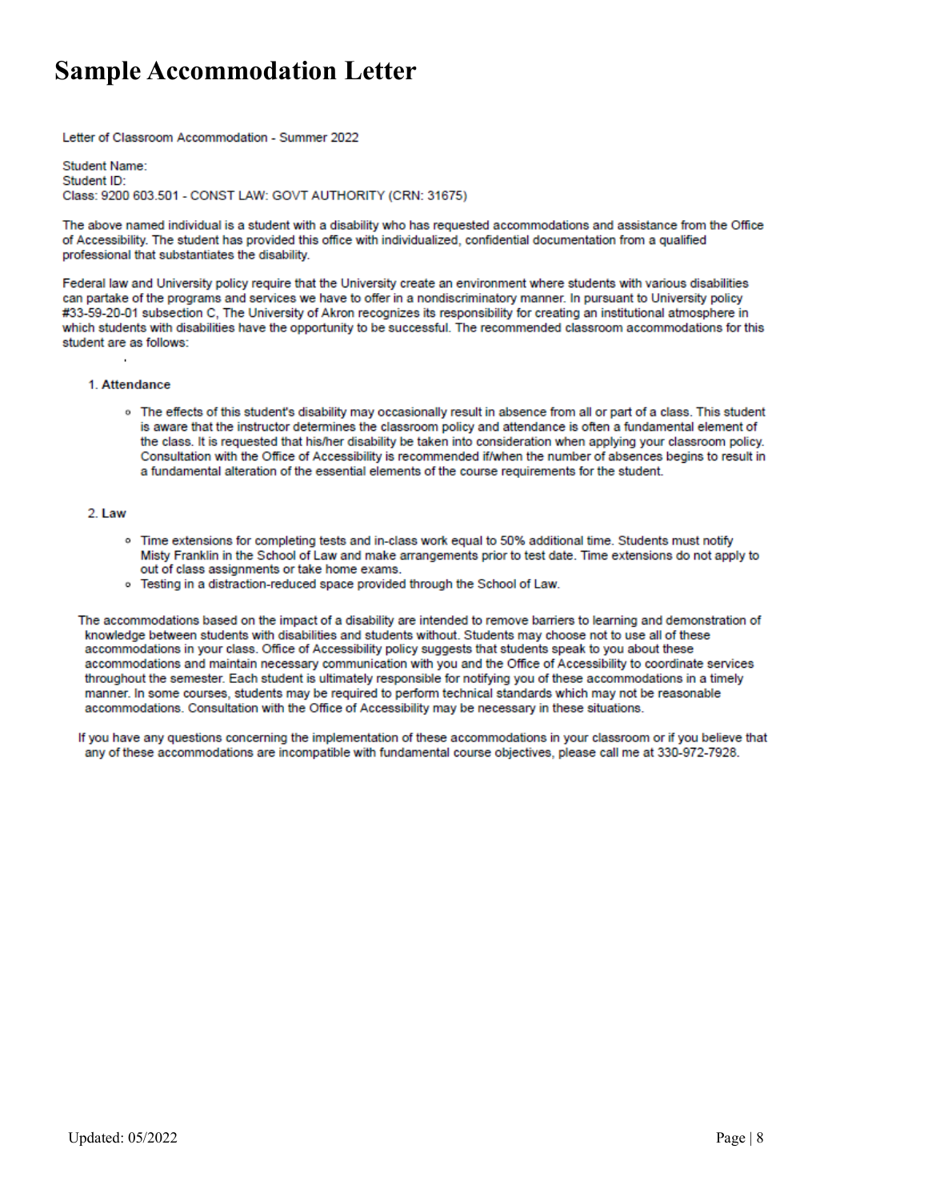# Sample Accommodation Letter

Letter of Classroom Accommodation - Summer 2022

Student Name:
Student ID:
Class: 9200 603.501 - CONST LAW: GOVT AUTHORITY (CRN: 31675)

The above named individual is a student with a disability who has requested accommodations and assistance from the Office of Accessibility. The student has provided this office with individualized, confidential documentation from a qualified professional that substantiates the disability.

Federal law and University policy require that the University create an environment where students with various disabilities can partake of the programs and services we have to offer in a nondiscriminatory manner. In pursuant to University policy #33-59-20-01 subsection C, The University of Akron recognizes its responsibility for creating an institutional atmosphere in which students with disabilities have the opportunity to be successful. The recommended classroom accommodations for this student are as follows:

1. **Attendance**
   - The effects of this student's disability may occasionally result in absence from all or part of a class. This student is aware that the instructor determines the classroom policy and attendance is often a fundamental element of the class. It is requested that his/her disability be taken into consideration when applying your classroom policy. Consultation with the Office of Accessibility is recommended if/when the number of absences begins to result in a fundamental alteration of the essential elements of the course requirements for the student.

2. **Law**
   - Time extensions for completing tests and in-class work equal to 50% additional time. Students must notify Misty Franklin in the School of Law and make arrangements prior to test date. Time extensions do not apply to out of class assignments or take home exams.
   - Testing in a distraction-reduced space provided through the School of Law.

The accommodations based on the impact of a disability are intended to remove barriers to learning and demonstration of knowledge between students with disabilities and students without. Students may choose not to use all of these accommodations in your class. Office of Accessibility policy suggests that students speak to you about these accommodations and maintain necessary communication with you and the Office of Accessibility to coordinate services throughout the semester. Each student is ultimately responsible for notifying you of these accommodations in a timely manner. In some courses, students may be required to perform technical standards which may not be reasonable accommodations. Consultation with the Office of Accessibility may be necessary in these situations.

If you have any questions concerning the implementation of these accommodations in your classroom or if you believe that any of these accommodations are incompatible with fundamental course objectives, please call me at 330-972-7928.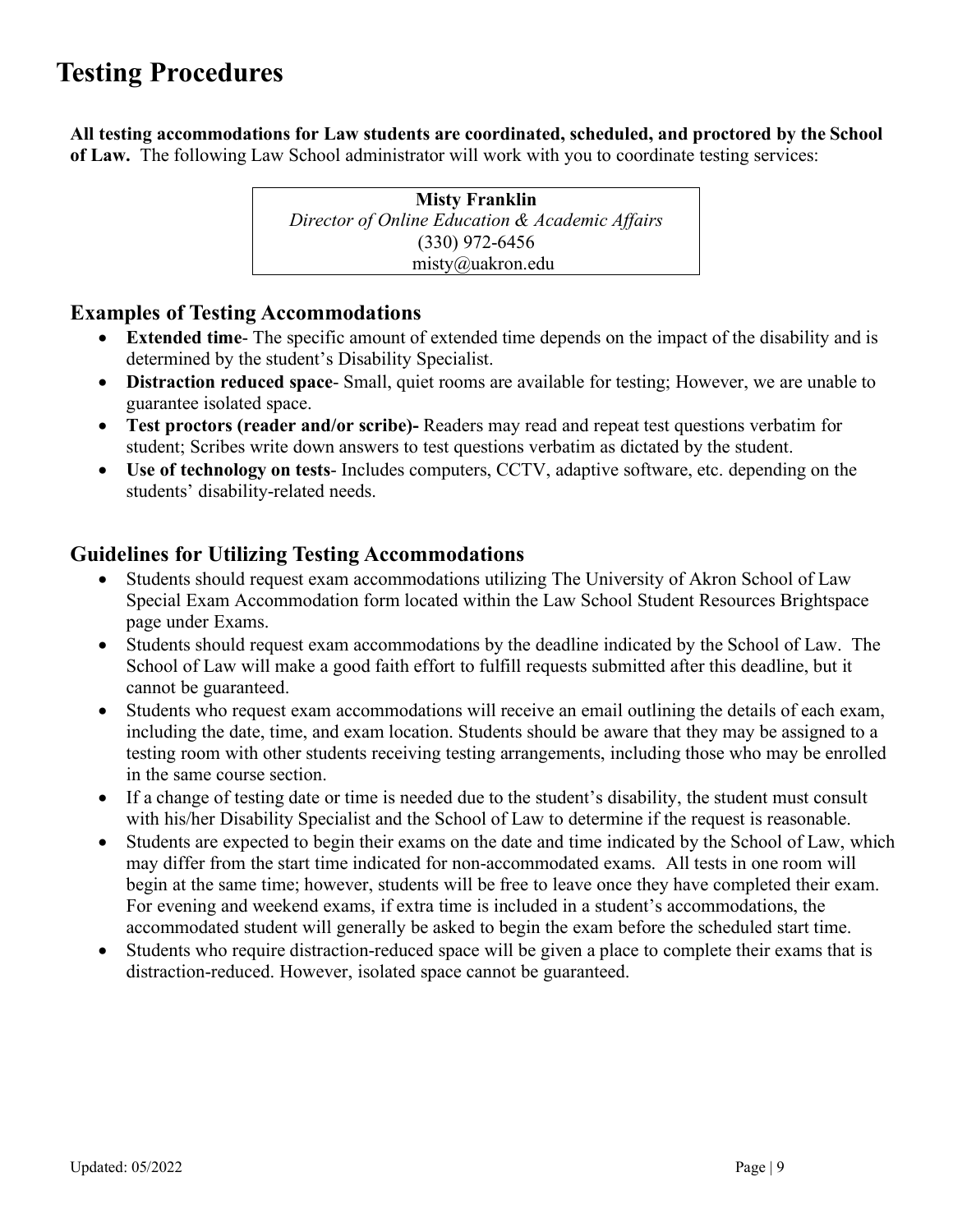# Testing Procedures

**All testing accommodations for Law students are coordinated, scheduled, and proctored by the School of Law.** The following Law School administrator will work with you to coordinate testing services:

**Misty Franklin**
*Director of Online Education & Academic Affairs*
(330) 972-6456
misty@uakron.edu

## Examples of Testing Accommodations

- **Extended time**- The specific amount of extended time depends on the impact of the disability and is determined by the student's Disability Specialist.
- **Distraction reduced space**- Small, quiet rooms are available for testing; However, we are unable to guarantee isolated space.
- **Test proctors (reader and/or scribe)-** Readers may read and repeat test questions verbatim for student; Scribes write down answers to test questions verbatim as dictated by the student.
- **Use of technology on tests**- Includes computers, CCTV, adaptive software, etc. depending on the students' disability-related needs.

## Guidelines for Utilizing Testing Accommodations

- Students should request exam accommodations utilizing The University of Akron School of Law Special Exam Accommodation form located within the Law School Student Resources Brightspace page under Exams.
- Students should request exam accommodations by the deadline indicated by the School of Law. The School of Law will make a good faith effort to fulfill requests submitted after this deadline, but it cannot be guaranteed.
- Students who request exam accommodations will receive an email outlining the details of each exam, including the date, time, and exam location. Students should be aware that they may be assigned to a testing room with other students receiving testing arrangements, including those who may be enrolled in the same course section.
- If a change of testing date or time is needed due to the student's disability, the student must consult with his/her Disability Specialist and the School of Law to determine if the request is reasonable.
- Students are expected to begin their exams on the date and time indicated by the School of Law, which may differ from the start time indicated for non-accommodated exams. All tests in one room will begin at the same time; however, students will be free to leave once they have completed their exam. For evening and weekend exams, if extra time is included in a student's accommodations, the accommodated student will generally be asked to begin the exam before the scheduled start time.
- Students who require distraction-reduced space will be given a place to complete their exams that is distraction-reduced. However, isolated space cannot be guaranteed.

Updated: 05/2022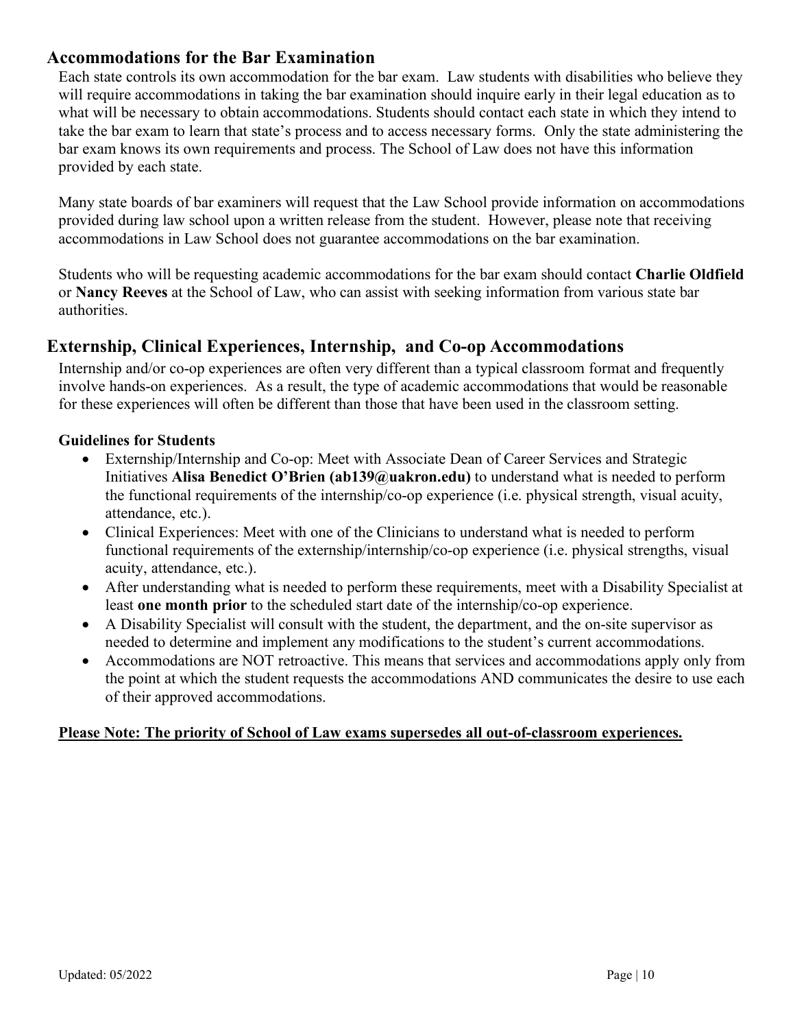## Accommodations for the Bar Examination

Each state controls its own accommodation for the bar exam. Law students with disabilities who believe they will require accommodations in taking the bar examination should inquire early in their legal education as to what will be necessary to obtain accommodations. Students should contact each state in which they intend to take the bar exam to learn that state's process and to access necessary forms. Only the state administering the bar exam knows its own requirements and process. The School of Law does not have this information provided by each state.

Many state boards of bar examiners will request that the Law School provide information on accommodations provided during law school upon a written release from the student. However, please note that receiving accommodations in Law School does not guarantee accommodations on the bar examination.

Students who will be requesting academic accommodations for the bar exam should contact **Charlie Oldfield** or **Nancy Reeves** at the School of Law, who can assist with seeking information from various state bar authorities.

## Externship, Clinical Experiences, Internship, and Co-op Accommodations

Internship and/or co-op experiences are often very different than a typical classroom format and frequently involve hands-on experiences. As a result, the type of academic accommodations that would be reasonable for these experiences will often be different than those that have been used in the classroom setting.

**Guidelines for Students**

- Externship/Internship and Co-op: Meet with Associate Dean of Career Services and Strategic Initiatives **Alisa Benedict O'Brien (ab139@uakron.edu)** to understand what is needed to perform the functional requirements of the internship/co-op experience (i.e. physical strength, visual acuity, attendance, etc.).
- Clinical Experiences: Meet with one of the Clinicians to understand what is needed to perform functional requirements of the externship/internship/co-op experience (i.e. physical strengths, visual acuity, attendance, etc.).
- After understanding what is needed to perform these requirements, meet with a Disability Specialist at least **one month prior** to the scheduled start date of the internship/co-op experience.
- A Disability Specialist will consult with the student, the department, and the on-site supervisor as needed to determine and implement any modifications to the student's current accommodations.
- Accommodations are NOT retroactive. This means that services and accommodations apply only from the point at which the student requests the accommodations AND communicates the desire to use each of their approved accommodations.

**Please Note: The priority of School of Law exams supersedes all out-of-classroom experiences.**

Updated: 05/2022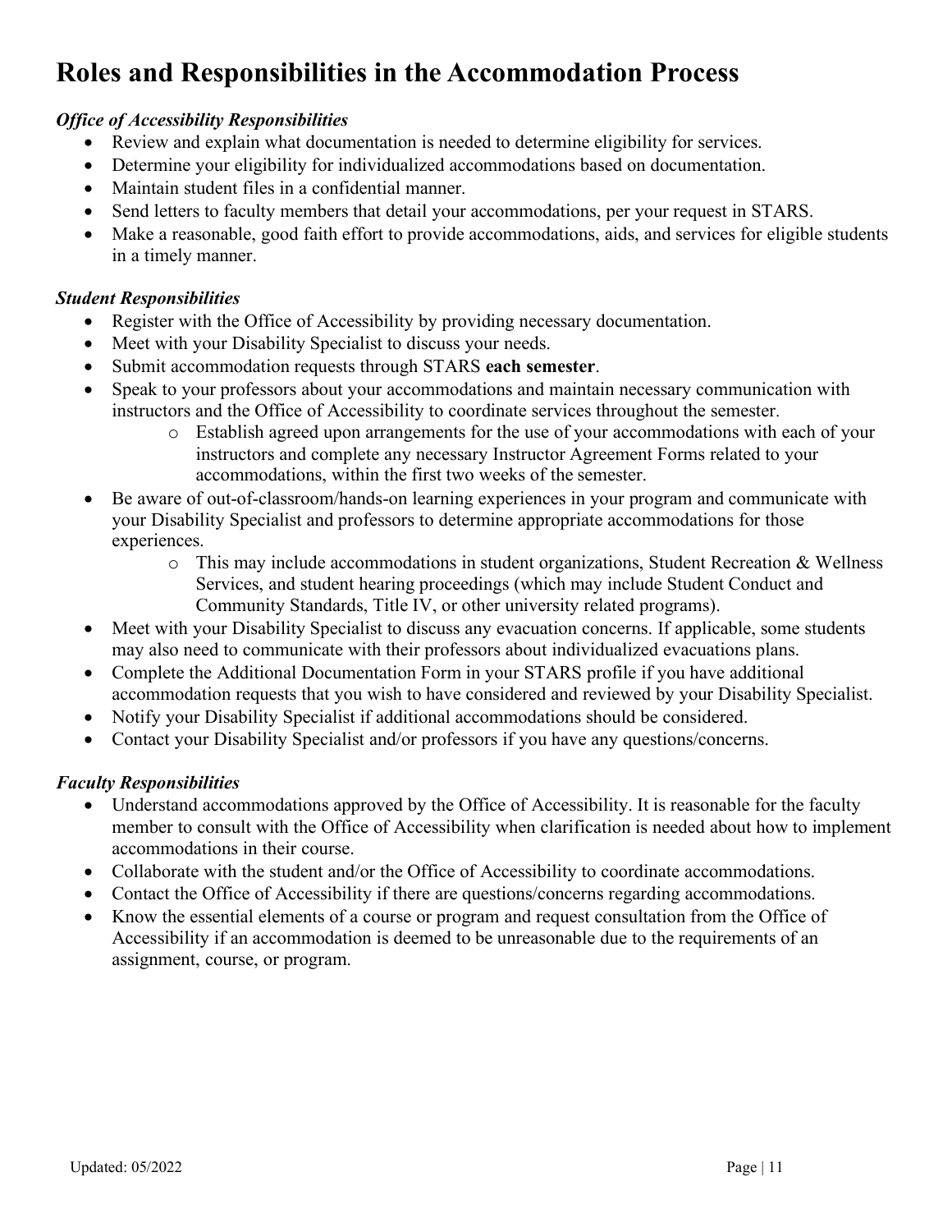# Roles and Responsibilities in the Accommodation Process

***Office of Accessibility Responsibilities***

- Review and explain what documentation is needed to determine eligibility for services.
- Determine your eligibility for individualized accommodations based on documentation.
- Maintain student files in a confidential manner.
- Send letters to faculty members that detail your accommodations, per your request in STARS.
- Make a reasonable, good faith effort to provide accommodations, aids, and services for eligible students in a timely manner.

***Student Responsibilities***

- Register with the Office of Accessibility by providing necessary documentation.
- Meet with your Disability Specialist to discuss your needs.
- Submit accommodation requests through STARS **each semester**.
- Speak to your professors about your accommodations and maintain necessary communication with instructors and the Office of Accessibility to coordinate services throughout the semester.
    - Establish agreed upon arrangements for the use of your accommodations with each of your instructors and complete any necessary Instructor Agreement Forms related to your accommodations, within the first two weeks of the semester.
- Be aware of out-of-classroom/hands-on learning experiences in your program and communicate with your Disability Specialist and professors to determine appropriate accommodations for those experiences.
    - This may include accommodations in student organizations, Student Recreation & Wellness Services, and student hearing proceedings (which may include Student Conduct and Community Standards, Title IV, or other university related programs).
- Meet with your Disability Specialist to discuss any evacuation concerns. If applicable, some students may also need to communicate with their professors about individualized evacuations plans.
- Complete the Additional Documentation Form in your STARS profile if you have additional accommodation requests that you wish to have considered and reviewed by your Disability Specialist.
- Notify your Disability Specialist if additional accommodations should be considered.
- Contact your Disability Specialist and/or professors if you have any questions/concerns.

***Faculty Responsibilities***

- Understand accommodations approved by the Office of Accessibility. It is reasonable for the faculty member to consult with the Office of Accessibility when clarification is needed about how to implement accommodations in their course.
- Collaborate with the student and/or the Office of Accessibility to coordinate accommodations.
- Contact the Office of Accessibility if there are questions/concerns regarding accommodations.
- Know the essential elements of a course or program and request consultation from the Office of Accessibility if an accommodation is deemed to be unreasonable due to the requirements of an assignment, course, or program.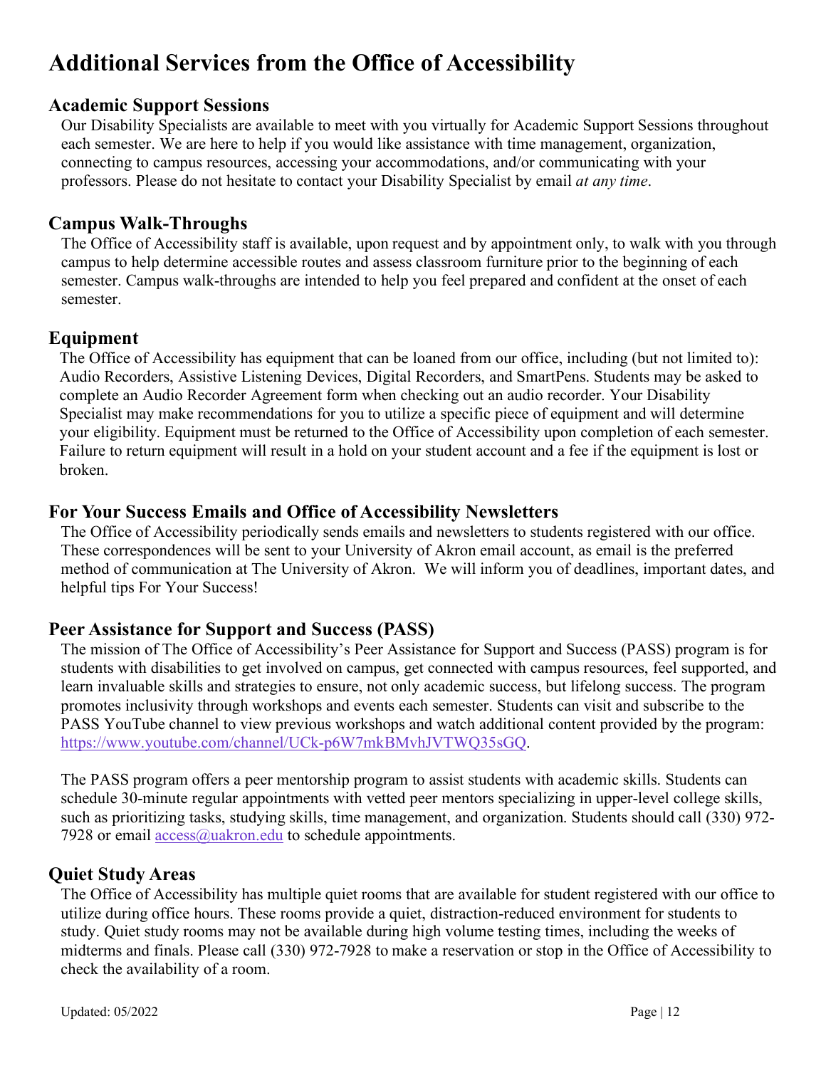# Additional Services from the Office of Accessibility

## Academic Support Sessions

Our Disability Specialists are available to meet with you virtually for Academic Support Sessions throughout each semester. We are here to help if you would like assistance with time management, organization, connecting to campus resources, accessing your accommodations, and/or communicating with your professors. Please do not hesitate to contact your Disability Specialist by email *at any time*.

## Campus Walk-Throughs

The Office of Accessibility staff is available, upon request and by appointment only, to walk with you through campus to help determine accessible routes and assess classroom furniture prior to the beginning of each semester. Campus walk-throughs are intended to help you feel prepared and confident at the onset of each semester.

## Equipment

The Office of Accessibility has equipment that can be loaned from our office, including (but not limited to): Audio Recorders, Assistive Listening Devices, Digital Recorders, and SmartPens. Students may be asked to complete an Audio Recorder Agreement form when checking out an audio recorder. Your Disability Specialist may make recommendations for you to utilize a specific piece of equipment and will determine your eligibility. Equipment must be returned to the Office of Accessibility upon completion of each semester. Failure to return equipment will result in a hold on your student account and a fee if the equipment is lost or broken.

## For Your Success Emails and Office of Accessibility Newsletters

The Office of Accessibility periodically sends emails and newsletters to students registered with our office. These correspondences will be sent to your University of Akron email account, as email is the preferred method of communication at The University of Akron. We will inform you of deadlines, important dates, and helpful tips For Your Success!

## Peer Assistance for Support and Success (PASS)

The mission of The Office of Accessibility's Peer Assistance for Support and Success (PASS) program is for students with disabilities to get involved on campus, get connected with campus resources, feel supported, and learn invaluable skills and strategies to ensure, not only academic success, but lifelong success. The program promotes inclusivity through workshops and events each semester. Students can visit and subscribe to the PASS YouTube channel to view previous workshops and watch additional content provided by the program: [https://www.youtube.com/channel/UCk-p6W7mkBMvhJVTWQ35sGQ](https://www.youtube.com/channel/UCk-p6W7mkBMvhJVTWQ35sGQ).

The PASS program offers a peer mentorship program to assist students with academic skills. Students can schedule 30-minute regular appointments with vetted peer mentors specializing in upper-level college skills, such as prioritizing tasks, studying skills, time management, and organization. Students should call (330) 972-7928 or email [access@uakron.edu](mailto:access@uakron.edu) to schedule appointments.

## Quiet Study Areas

The Office of Accessibility has multiple quiet rooms that are available for student registered with our office to utilize during office hours. These rooms provide a quiet, distraction-reduced environment for students to study. Quiet study rooms may not be available during high volume testing times, including the weeks of midterms and finals. Please call (330) 972-7928 to make a reservation or stop in the Office of Accessibility to check the availability of a room.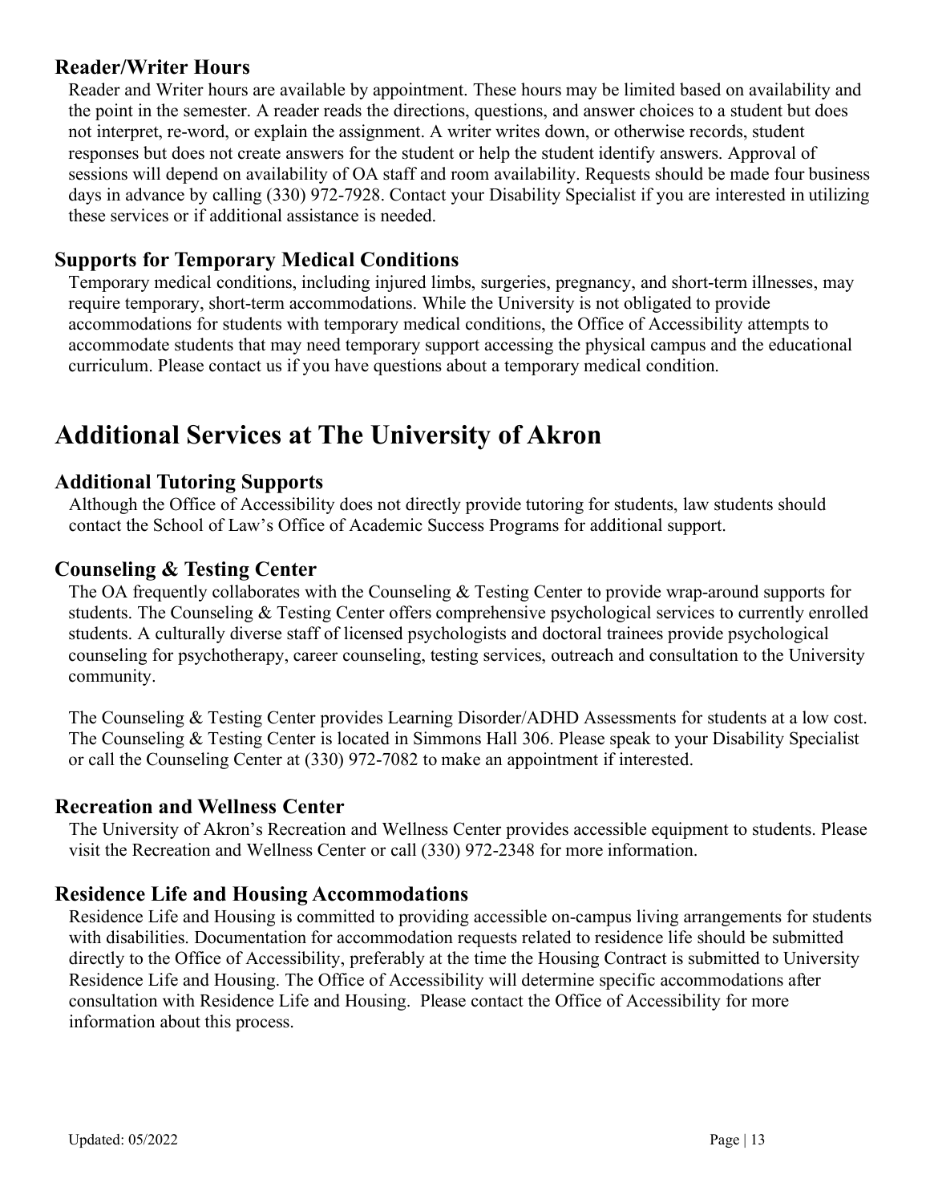### Reader/Writer Hours

Reader and Writer hours are available by appointment. These hours may be limited based on availability and the point in the semester. A reader reads the directions, questions, and answer choices to a student but does not interpret, re-word, or explain the assignment. A writer writes down, or otherwise records, student responses but does not create answers for the student or help the student identify answers. Approval of sessions will depend on availability of OA staff and room availability. Requests should be made four business days in advance by calling (330) 972-7928. Contact your Disability Specialist if you are interested in utilizing these services or if additional assistance is needed.

### Supports for Temporary Medical Conditions

Temporary medical conditions, including injured limbs, surgeries, pregnancy, and short-term illnesses, may require temporary, short-term accommodations. While the University is not obligated to provide accommodations for students with temporary medical conditions, the Office of Accessibility attempts to accommodate students that may need temporary support accessing the physical campus and the educational curriculum. Please contact us if you have questions about a temporary medical condition.

## Additional Services at The University of Akron

### Additional Tutoring Supports

Although the Office of Accessibility does not directly provide tutoring for students, law students should contact the School of Law's Office of Academic Success Programs for additional support.

### Counseling & Testing Center

The OA frequently collaborates with the Counseling & Testing Center to provide wrap-around supports for students. The Counseling & Testing Center offers comprehensive psychological services to currently enrolled students. A culturally diverse staff of licensed psychologists and doctoral trainees provide psychological counseling for psychotherapy, career counseling, testing services, outreach and consultation to the University community.

The Counseling & Testing Center provides Learning Disorder/ADHD Assessments for students at a low cost. The Counseling & Testing Center is located in Simmons Hall 306. Please speak to your Disability Specialist or call the Counseling Center at (330) 972-7082 to make an appointment if interested.

### Recreation and Wellness Center

The University of Akron's Recreation and Wellness Center provides accessible equipment to students. Please visit the Recreation and Wellness Center or call (330) 972-2348 for more information.

### Residence Life and Housing Accommodations

Residence Life and Housing is committed to providing accessible on-campus living arrangements for students with disabilities. Documentation for accommodation requests related to residence life should be submitted directly to the Office of Accessibility, preferably at the time the Housing Contract is submitted to University Residence Life and Housing. The Office of Accessibility will determine specific accommodations after consultation with Residence Life and Housing. Please contact the Office of Accessibility for more information about this process.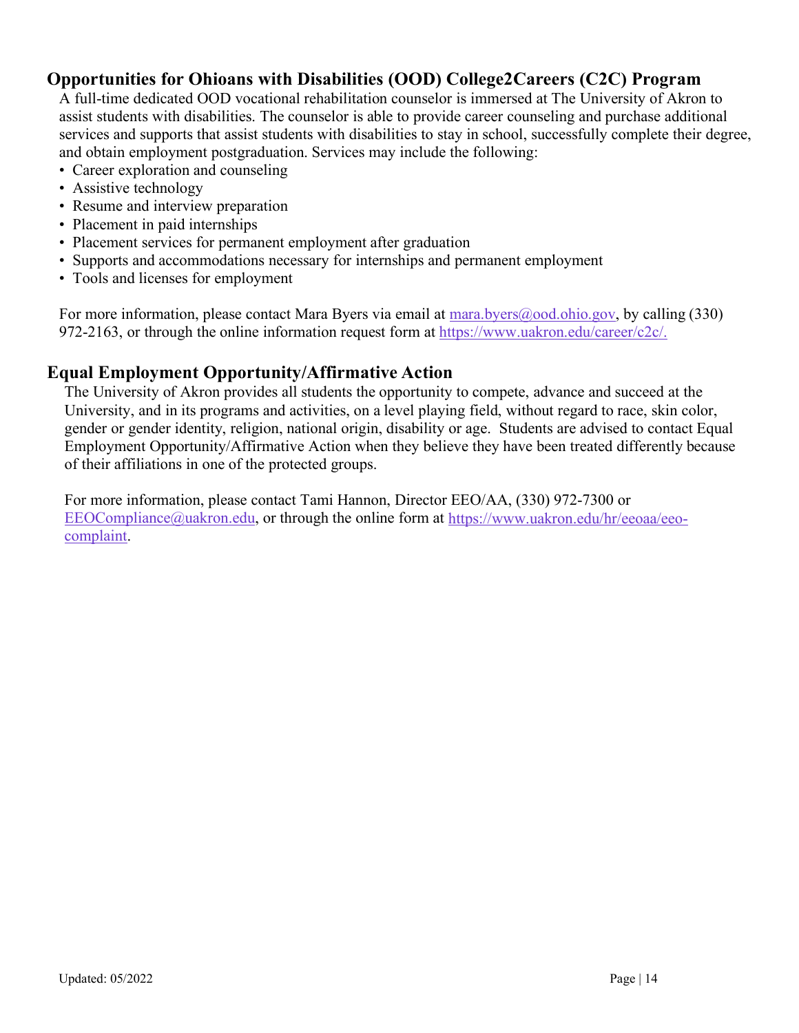## Opportunities for Ohioans with Disabilities (OOD) College2Careers (C2C) Program

A full-time dedicated OOD vocational rehabilitation counselor is immersed at The University of Akron to assist students with disabilities. The counselor is able to provide career counseling and purchase additional services and supports that assist students with disabilities to stay in school, successfully complete their degree, and obtain employment postgraduation. Services may include the following:

- Career exploration and counseling
- Assistive technology
- Resume and interview preparation
- Placement in paid internships
- Placement services for permanent employment after graduation
- Supports and accommodations necessary for internships and permanent employment
- Tools and licenses for employment

For more information, please contact Mara Byers via email at mara.byers@ood.ohio.gov, by calling (330) 972-2163, or through the online information request form at https://www.uakron.edu/career/c2c/.

## Equal Employment Opportunity/Affirmative Action

The University of Akron provides all students the opportunity to compete, advance and succeed at the University, and in its programs and activities, on a level playing field, without regard to race, skin color, gender or gender identity, religion, national origin, disability or age. Students are advised to contact Equal Employment Opportunity/Affirmative Action when they believe they have been treated differently because of their affiliations in one of the protected groups.

For more information, please contact Tami Hannon, Director EEO/AA, (330) 972-7300 or EEOCompliance@uakron.edu, or through the online form at https://www.uakron.edu/hr/eeoaa/eeo-complaint.

Updated: 05/2022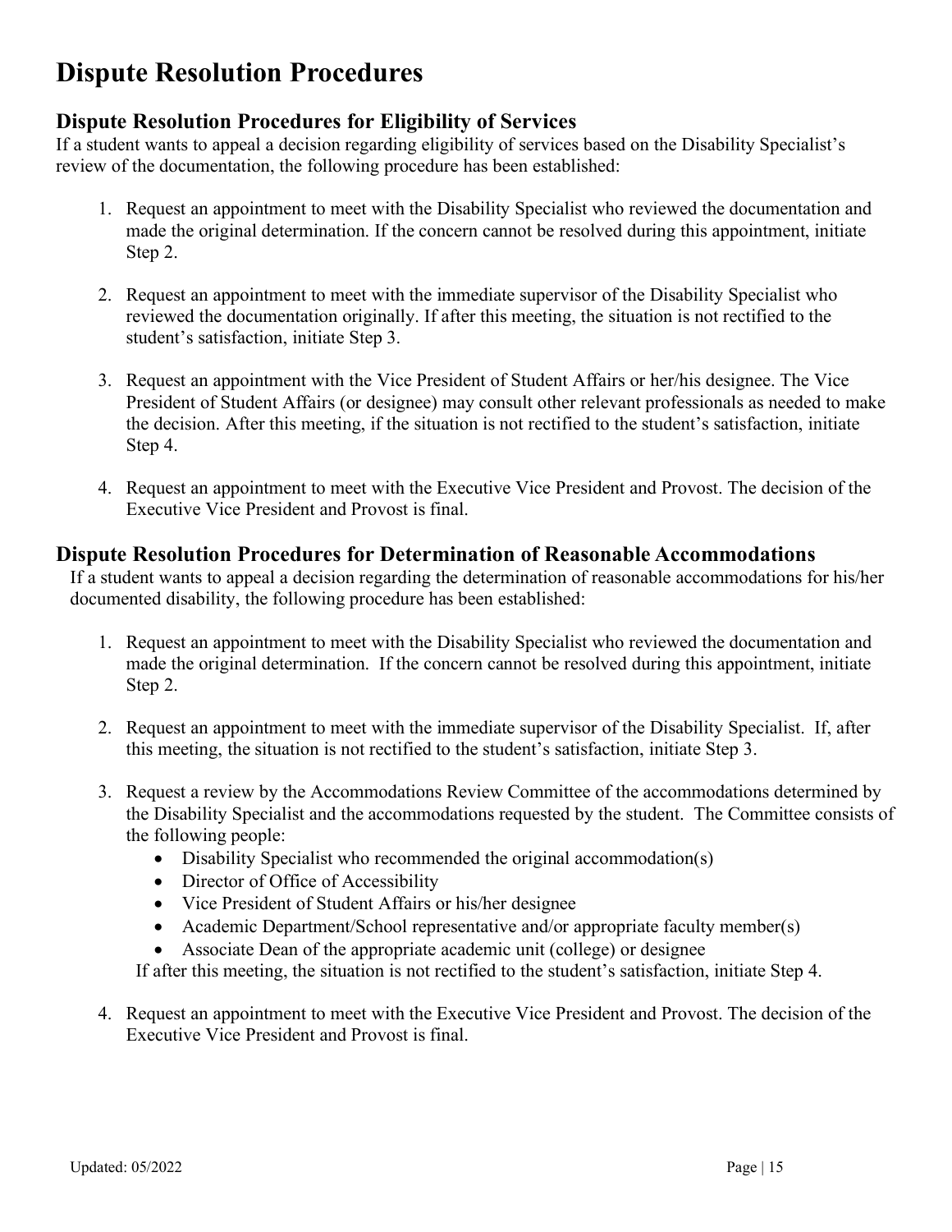# Dispute Resolution Procedures

## Dispute Resolution Procedures for Eligibility of Services

If a student wants to appeal a decision regarding eligibility of services based on the Disability Specialist's review of the documentation, the following procedure has been established:

1. Request an appointment to meet with the Disability Specialist who reviewed the documentation and made the original determination. If the concern cannot be resolved during this appointment, initiate Step 2.

2. Request an appointment to meet with the immediate supervisor of the Disability Specialist who reviewed the documentation originally. If after this meeting, the situation is not rectified to the student's satisfaction, initiate Step 3.

3. Request an appointment with the Vice President of Student Affairs or her/his designee. The Vice President of Student Affairs (or designee) may consult other relevant professionals as needed to make the decision. After this meeting, if the situation is not rectified to the student's satisfaction, initiate Step 4.

4. Request an appointment to meet with the Executive Vice President and Provost. The decision of the Executive Vice President and Provost is final.

## Dispute Resolution Procedures for Determination of Reasonable Accommodations

If a student wants to appeal a decision regarding the determination of reasonable accommodations for his/her documented disability, the following procedure has been established:

1. Request an appointment to meet with the Disability Specialist who reviewed the documentation and made the original determination. If the concern cannot be resolved during this appointment, initiate Step 2.

2. Request an appointment to meet with the immediate supervisor of the Disability Specialist. If, after this meeting, the situation is not rectified to the student's satisfaction, initiate Step 3.

3. Request a review by the Accommodations Review Committee of the accommodations determined by the Disability Specialist and the accommodations requested by the student. The Committee consists of the following people:
   - Disability Specialist who recommended the original accommodation(s)
   - Director of Office of Accessibility
   - Vice President of Student Affairs or his/her designee
   - Academic Department/School representative and/or appropriate faculty member(s)
   - Associate Dean of the appropriate academic unit (college) or designee

   If after this meeting, the situation is not rectified to the student's satisfaction, initiate Step 4.

4. Request an appointment to meet with the Executive Vice President and Provost. The decision of the Executive Vice President and Provost is final.

Updated: 05/2022